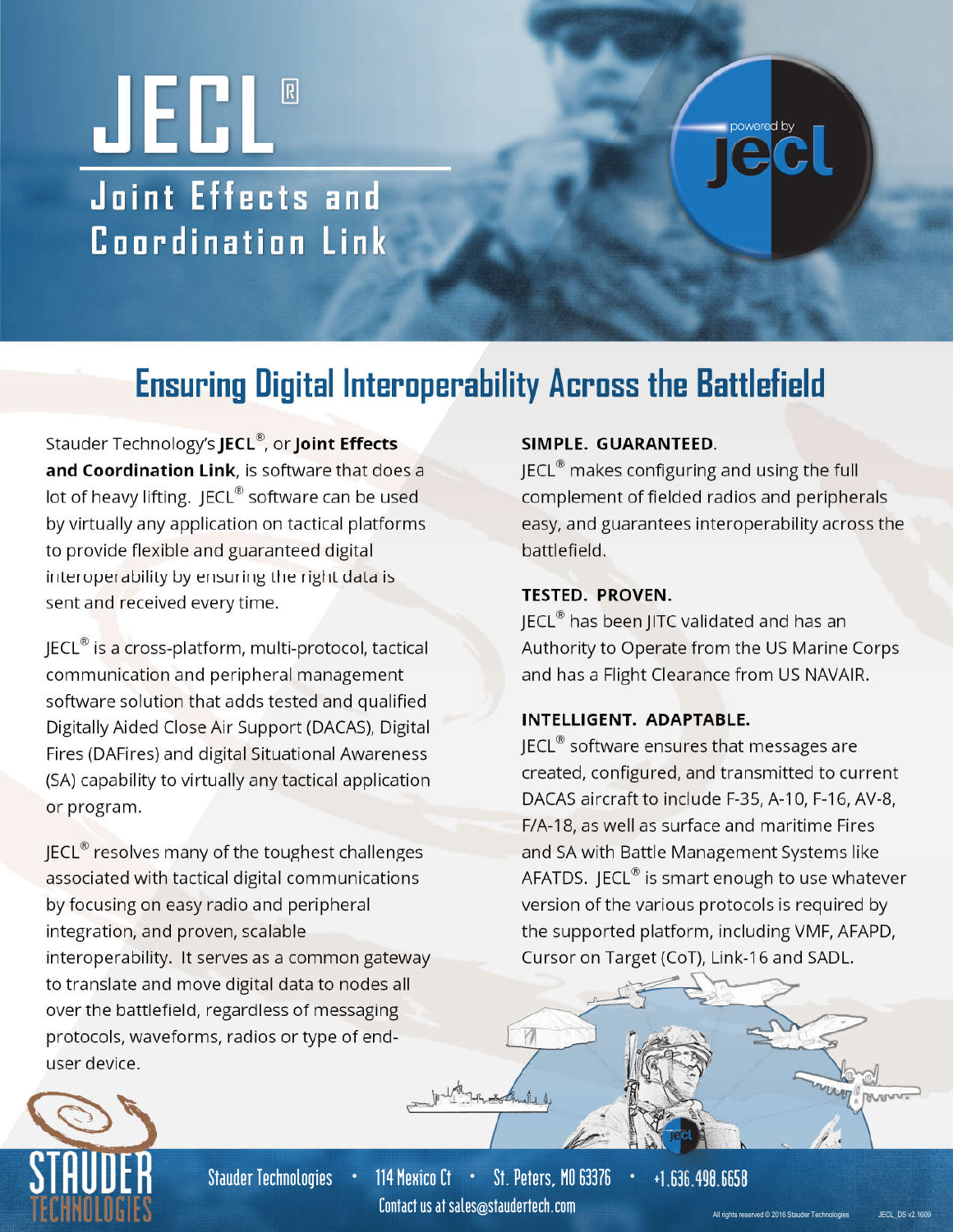# JECL®

## Joint Effects and Coordination Link

powered by jecl

## Ensuring Digital Interoperability Across the Battlefield

Stauder Technology's **JECL®**, or **Joint Effects and Coordination Link**, is software that does a lot of heavy lifting. JECL® software can be used by virtually any application on tactical platforms to provide flexible and guaranteed digital interoperability by ensuring the right data is sent and received every time.

JECL® is a cross-platform, multi-protocol, tactical communication and peripheral management software solution that adds tested and qualified Digitally Aided Close Air Support (DACAS), Digital Fires (DAFires) and digital Situational Awareness (SA) capability to virtually any tactical application or program.

JECL® resolves many of the toughest challenges associated with tactical digital communications by focusing on easy radio and peripheral integration, and proven, scalable interoperability. It serves as a common gateway to translate and move digital data to nodes all over the battlefield, regardless of messaging protocols, waveforms, radios or type of end-user device.

**SIMPLE. GUARANTEED.**

JECL® makes configuring and using the full complement of fielded radios and peripherals easy, and guarantees interoperability across the battlefield.

**TESTED. PROVEN.**

JECL® has been JITC validated and has an Authority to Operate from the US Marine Corps and has a Flight Clearance from US NAVAIR.

**INTELLIGENT. ADAPTABLE.**

JECL® software ensures that messages are created, configured, and transmitted to current DACAS aircraft to include F-35, A-10, F-16, AV-8, F/A-18, as well as surface and maritime Fires and SA with Battle Management Systems like AFATDS. JECL® is smart enough to use whatever version of the various protocols is required by the supported platform, including VMF, AFAPD, Cursor on Target (CoT), Link-16 and SADL.

STAUDER TECHNOLOGIES

Stauder Technologies • 114 Mexico Ct • St. Peters, MO 63376 • +1.636.498.6658

Contact us at sales@staudertech.com

All rights reserved © 2016 Stauder Technologies JECL_DS v2.1609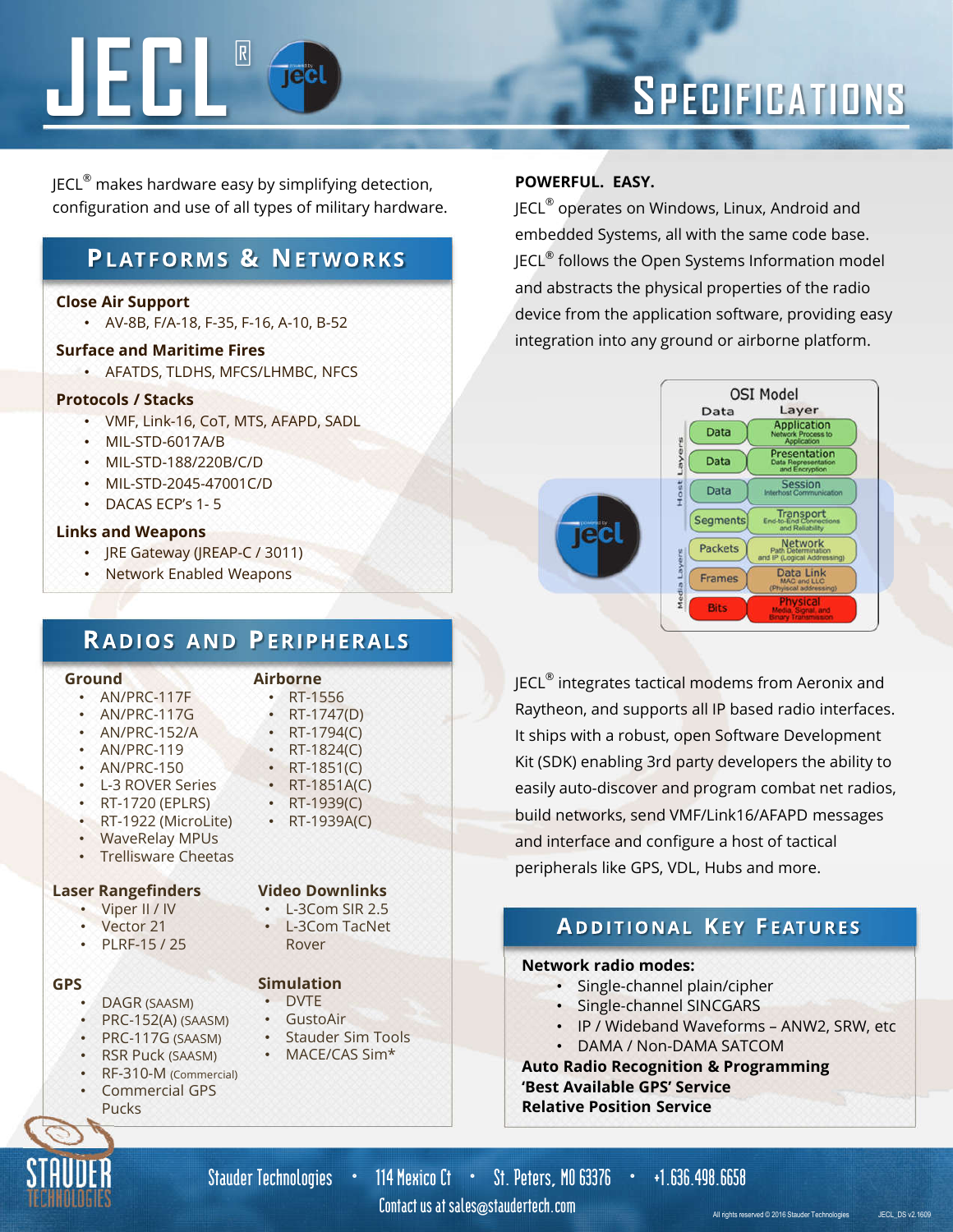# JECL® SPECIFICATIONS

JECL® makes hardware easy by simplifying detection, configuration and use of all types of military hardware.

## PLATFORMS & NETWORKS

**Close Air Support**

- AV-8B, F/A-18, F-35, F-16, A-10, B-52

**Surface and Maritime Fires**

- AFATDS, TLDHS, MFCS/LHMBC, NFCS

**Protocols / Stacks**

- VMF, Link-16, CoT, MTS, AFAPD, SADL
- MIL-STD-6017A/B
- MIL-STD-188/220B/C/D
- MIL-STD-2045-47001C/D
- DACAS ECP's 1- 5

**Links and Weapons**

- JRE Gateway (JREAP-C / 3011)
- Network Enabled Weapons

## RADIOS AND PERIPHERALS

**Ground**

- AN/PRC-117F
- AN/PRC-117G
- AN/PRC-152/A
- AN/PRC-119
- AN/PRC-150
- L-3 ROVER Series
- RT-1720 (EPLRS)
- RT-1922 (MicroLite)
- WaveRelay MPUs
- Trellisware Cheetas

**Airborne**

- RT-1556
- RT-1747(D)
- RT-1794(C)
- RT-1824(C)
- RT-1851(C)
- RT-1851A(C)
- RT-1939(C)
- RT-1939A(C)

**Laser Rangefinders**

- Viper II / IV
- Vector 21
- PLRF-15 / 25

**Video Downlinks**

- L-3Com SIR 2.5
- L-3Com TacNet Rover

**GPS**

- DAGR (SAASM)
- PRC-152(A) (SAASM)
- PRC-117G (SAASM)
- RSR Puck (SAASM)
- RF-310-M (Commercial)
- Commercial GPS Pucks

**Simulation**

- DVTE
- GustoAir
- Stauder Sim Tools
- MACE/CAS Sim*

**POWERFUL. EASY.**

JECL® operates on Windows, Linux, Android and embedded Systems, all with the same code base. JECL® follows the Open Systems Information model and abstracts the physical properties of the radio device from the application software, providing easy integration into any ground or airborne platform.

OSI Model

Data | Layer

Host Layers: Data — Application (Network Process to Application); Data — Presentation (Data Representation and Encryption); Data — Session (Interhost Communication); Segments — Transport (End-to-End Connections and Reliability)

Media Layers: Packets — Network (Path Determination and IP (Logical Addressing)); Frames — Data Link (MAC and LLC (Physical addressing)); Bits — Physical (Media, Signal, and Binary Transmission)

JECL® integrates tactical modems from Aeronix and Raytheon, and supports all IP based radio interfaces. It ships with a robust, open Software Development Kit (SDK) enabling 3rd party developers the ability to easily auto-discover and program combat net radios, build networks, send VMF/Link16/AFAPD messages and interface and configure a host of tactical peripherals like GPS, VDL, Hubs and more.

## ADDITIONAL KEY FEATURES

**Network radio modes:**

- Single-channel plain/cipher
- Single-channel SINCGARS
- IP / Wideband Waveforms – ANW2, SRW, etc
- DAMA / Non-DAMA SATCOM

**Auto Radio Recognition & Programming**

**'Best Available GPS' Service**

**Relative Position Service**

Stauder Technologies • 114 Mexico Ct • St. Peters, MO 63376 • +1.636.498.6658

Contact us at sales@staudertech.com

All rights reserved © 2016 Stauder Technologies JECL_DS v2.1609